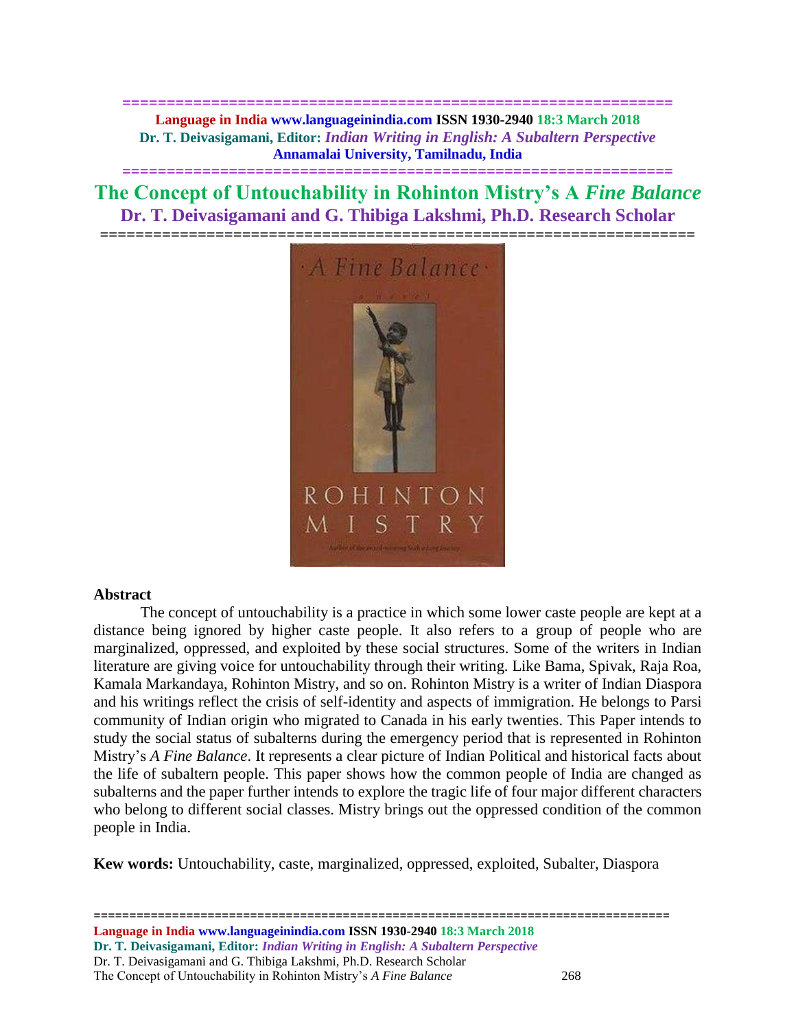# The Concept of Untouchability in Rohinton Mistry's A *Fine Balance*

## Dr. T. Deivasigamani and G. Thibiga Lakshmi, Ph.D. Research Scholar

### Abstract

The concept of untouchability is a practice in which some lower caste people are kept at a distance being ignored by higher caste people. It also refers to a group of people who are marginalized, oppressed, and exploited by these social structures. Some of the writers in Indian literature are giving voice for untouchability through their writing. Like Bama, Spivak, Raja Roa, Kamala Markandaya, Rohinton Mistry, and so on. Rohinton Mistry is a writer of Indian Diaspora and his writings reflect the crisis of self-identity and aspects of immigration. He belongs to Parsi community of Indian origin who migrated to Canada in his early twenties. This Paper intends to study the social status of subalterns during the emergency period that is represented in Rohinton Mistry's *A Fine Balance*. It represents a clear picture of Indian Political and historical facts about the life of subaltern people. This paper shows how the common people of India are changed as subalterns and the paper further intends to explore the tragic life of four major different characters who belong to different social classes. Mistry brings out the oppressed condition of the common people in India.

**Kew words:** Untouchability, caste, marginalized, oppressed, exploited, Subalter, Diaspora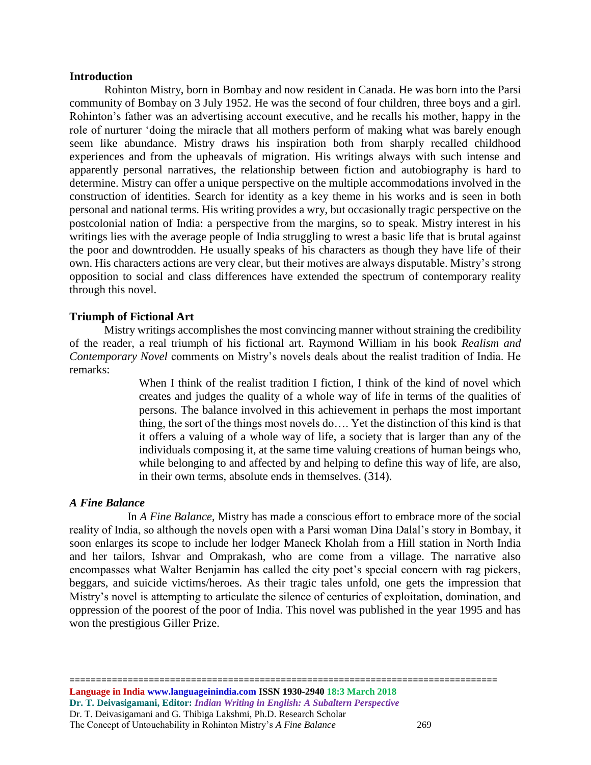**Introduction**

Rohinton Mistry, born in Bombay and now resident in Canada. He was born into the Parsi community of Bombay on 3 July 1952. He was the second of four children, three boys and a girl. Rohinton's father was an advertising account executive, and he recalls his mother, happy in the role of nurturer 'doing the miracle that all mothers perform of making what was barely enough seem like abundance. Mistry draws his inspiration both from sharply recalled childhood experiences and from the upheavals of migration. His writings always with such intense and apparently personal narratives, the relationship between fiction and autobiography is hard to determine. Mistry can offer a unique perspective on the multiple accommodations involved in the construction of identities. Search for identity as a key theme in his works and is seen in both personal and national terms. His writing provides a wry, but occasionally tragic perspective on the postcolonial nation of India: a perspective from the margins, so to speak. Mistry interest in his writings lies with the average people of India struggling to wrest a basic life that is brutal against the poor and downtrodden. He usually speaks of his characters as though they have life of their own. His characters actions are very clear, but their motives are always disputable. Mistry's strong opposition to social and class differences have extended the spectrum of contemporary reality through this novel.

**Triumph of Fictional Art**

Mistry writings accomplishes the most convincing manner without straining the credibility of the reader, a real triumph of his fictional art. Raymond William in his book *Realism and Contemporary Novel* comments on Mistry's novels deals about the realist tradition of India. He remarks:

> When I think of the realist tradition I fiction, I think of the kind of novel which creates and judges the quality of a whole way of life in terms of the qualities of persons. The balance involved in this achievement in perhaps the most important thing, the sort of the things most novels do…. Yet the distinction of this kind is that it offers a valuing of a whole way of life, a society that is larger than any of the individuals composing it, at the same time valuing creations of human beings who, while belonging to and affected by and helping to define this way of life, are also, in their own terms, absolute ends in themselves. (314).

***A Fine Balance***

In *A Fine Balance*, Mistry has made a conscious effort to embrace more of the social reality of India, so although the novels open with a Parsi woman Dina Dalal's story in Bombay, it soon enlarges its scope to include her lodger Maneck Kholah from a Hill station in North India and her tailors, Ishvar and Omprakash, who are come from a village. The narrative also encompasses what Walter Benjamin has called the city poet's special concern with rag pickers, beggars, and suicide victims/heroes. As their tragic tales unfold, one gets the impression that Mistry's novel is attempting to articulate the silence of centuries of exploitation, domination, and oppression of the poorest of the poor of India. This novel was published in the year 1995 and has won the prestigious Giller Prize.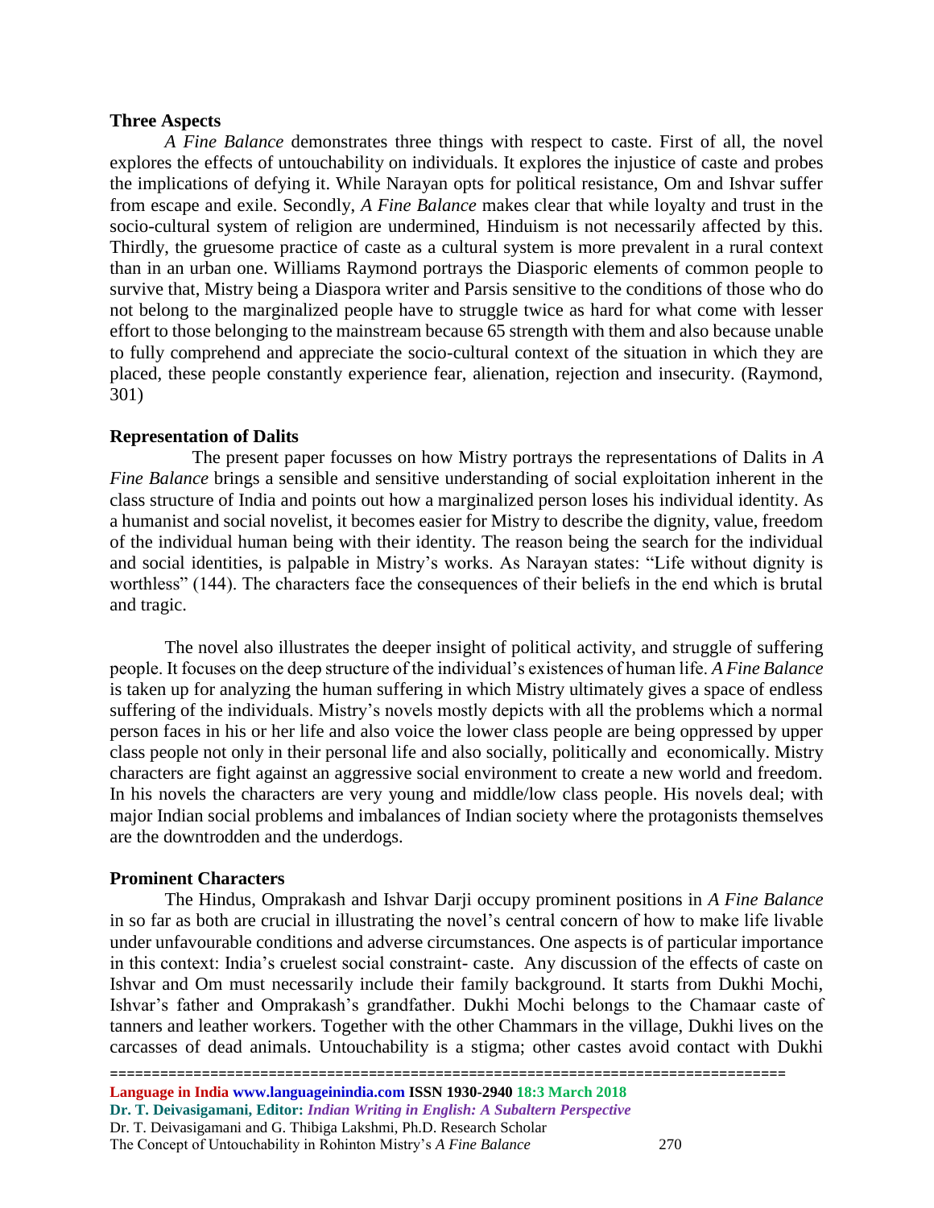**Three Aspects**

*A Fine Balance* demonstrates three things with respect to caste. First of all, the novel explores the effects of untouchability on individuals. It explores the injustice of caste and probes the implications of defying it. While Narayan opts for political resistance, Om and Ishvar suffer from escape and exile. Secondly, *A Fine Balance* makes clear that while loyalty and trust in the socio-cultural system of religion are undermined, Hinduism is not necessarily affected by this. Thirdly, the gruesome practice of caste as a cultural system is more prevalent in a rural context than in an urban one. Williams Raymond portrays the Diasporic elements of common people to survive that, Mistry being a Diaspora writer and Parsis sensitive to the conditions of those who do not belong to the marginalized people have to struggle twice as hard for what come with lesser effort to those belonging to the mainstream because 65 strength with them and also because unable to fully comprehend and appreciate the socio-cultural context of the situation in which they are placed, these people constantly experience fear, alienation, rejection and insecurity. (Raymond, 301)

**Representation of Dalits**

The present paper focusses on how Mistry portrays the representations of Dalits in *A Fine Balance* brings a sensible and sensitive understanding of social exploitation inherent in the class structure of India and points out how a marginalized person loses his individual identity. As a humanist and social novelist, it becomes easier for Mistry to describe the dignity, value, freedom of the individual human being with their identity. The reason being the search for the individual and social identities, is palpable in Mistry's works. As Narayan states: "Life without dignity is worthless" (144). The characters face the consequences of their beliefs in the end which is brutal and tragic.

The novel also illustrates the deeper insight of political activity, and struggle of suffering people. It focuses on the deep structure of the individual's existences of human life. *A Fine Balance* is taken up for analyzing the human suffering in which Mistry ultimately gives a space of endless suffering of the individuals. Mistry's novels mostly depicts with all the problems which a normal person faces in his or her life and also voice the lower class people are being oppressed by upper class people not only in their personal life and also socially, politically and economically. Mistry characters are fight against an aggressive social environment to create a new world and freedom. In his novels the characters are very young and middle/low class people. His novels deal; with major Indian social problems and imbalances of Indian society where the protagonists themselves are the downtrodden and the underdogs.

**Prominent Characters**

The Hindus, Omprakash and Ishvar Darji occupy prominent positions in *A Fine Balance* in so far as both are crucial in illustrating the novel's central concern of how to make life livable under unfavourable conditions and adverse circumstances. One aspects is of particular importance in this context: India's cruelest social constraint- caste. Any discussion of the effects of caste on Ishvar and Om must necessarily include their family background. It starts from Dukhi Mochi, Ishvar's father and Omprakash's grandfather. Dukhi Mochi belongs to the Chamaar caste of tanners and leather workers. Together with the other Chammars in the village, Dukhi lives on the carcasses of dead animals. Untouchability is a stigma; other castes avoid contact with Dukhi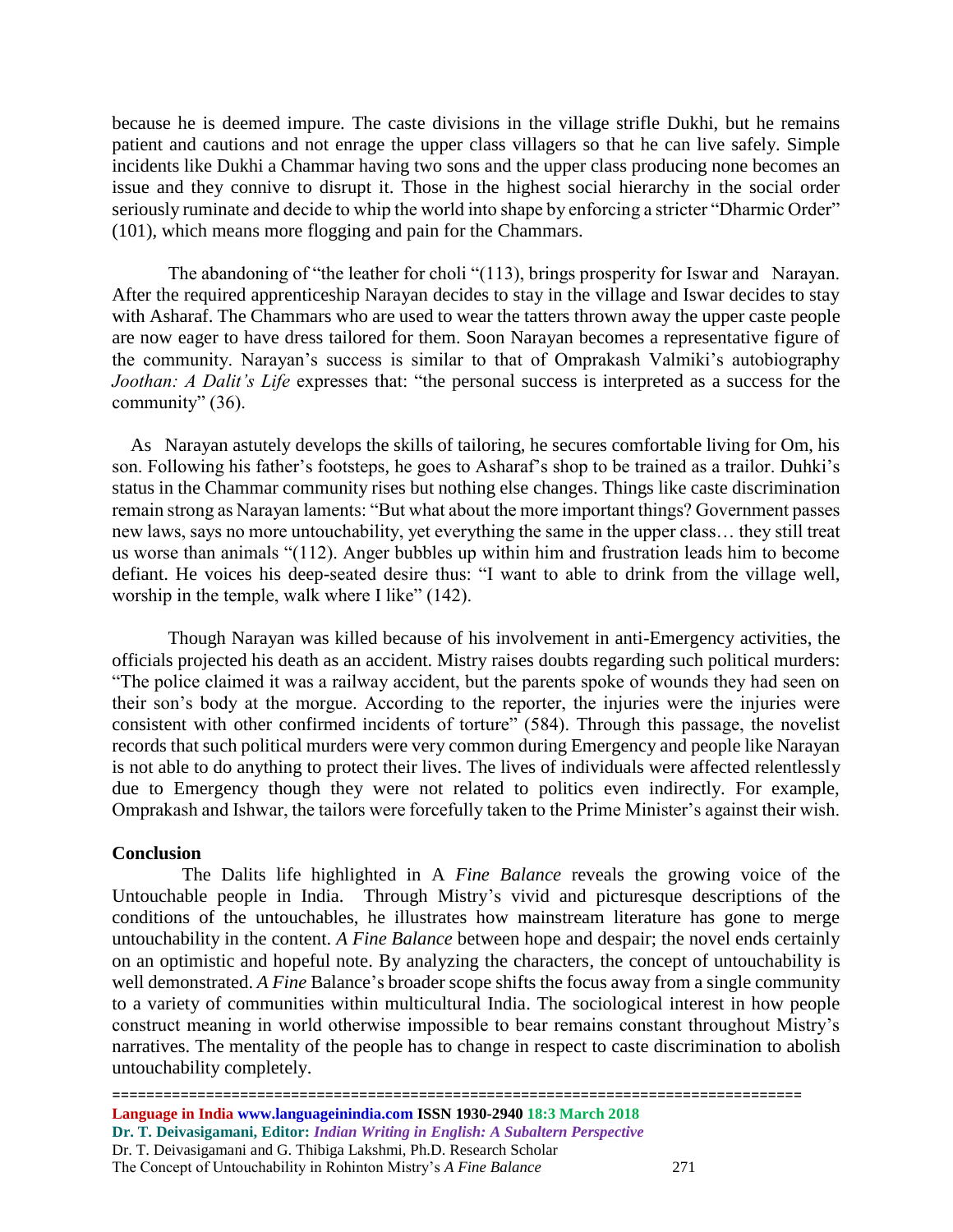because he is deemed impure. The caste divisions in the village strifle Dukhi, but he remains patient and cautions and not enrage the upper class villagers so that he can live safely. Simple incidents like Dukhi a Chammar having two sons and the upper class producing none becomes an issue and they connive to disrupt it. Those in the highest social hierarchy in the social order seriously ruminate and decide to whip the world into shape by enforcing a stricter "Dharmic Order" (101), which means more flogging and pain for the Chammars.

The abandoning of "the leather for choli "(113), brings prosperity for Iswar and Narayan. After the required apprenticeship Narayan decides to stay in the village and Iswar decides to stay with Asharaf. The Chammars who are used to wear the tatters thrown away the upper caste people are now eager to have dress tailored for them. Soon Narayan becomes a representative figure of the community. Narayan's success is similar to that of Omprakash Valmiki's autobiography *Joothan: A Dalit's Life* expresses that: "the personal success is interpreted as a success for the community" (36).

As Narayan astutely develops the skills of tailoring, he secures comfortable living for Om, his son. Following his father's footsteps, he goes to Asharaf's shop to be trained as a trailor. Duhki's status in the Chammar community rises but nothing else changes. Things like caste discrimination remain strong as Narayan laments: "But what about the more important things? Government passes new laws, says no more untouchability, yet everything the same in the upper class… they still treat us worse than animals "(112). Anger bubbles up within him and frustration leads him to become defiant. He voices his deep-seated desire thus: "I want to able to drink from the village well, worship in the temple, walk where I like" (142).

Though Narayan was killed because of his involvement in anti-Emergency activities, the officials projected his death as an accident. Mistry raises doubts regarding such political murders: "The police claimed it was a railway accident, but the parents spoke of wounds they had seen on their son's body at the morgue. According to the reporter, the injuries were the injuries were consistent with other confirmed incidents of torture" (584). Through this passage, the novelist records that such political murders were very common during Emergency and people like Narayan is not able to do anything to protect their lives. The lives of individuals were affected relentlessly due to Emergency though they were not related to politics even indirectly. For example, Omprakash and Ishwar, the tailors were forcefully taken to the Prime Minister's against their wish.

## Conclusion

The Dalits life highlighted in A *Fine Balance* reveals the growing voice of the Untouchable people in India. Through Mistry's vivid and picturesque descriptions of the conditions of the untouchables, he illustrates how mainstream literature has gone to merge untouchability in the content. *A Fine Balance* between hope and despair; the novel ends certainly on an optimistic and hopeful note. By analyzing the characters, the concept of untouchability is well demonstrated. *A Fine* Balance's broader scope shifts the focus away from a single community to a variety of communities within multicultural India. The sociological interest in how people construct meaning in world otherwise impossible to bear remains constant throughout Mistry's narratives. The mentality of the people has to change in respect to caste discrimination to abolish untouchability completely.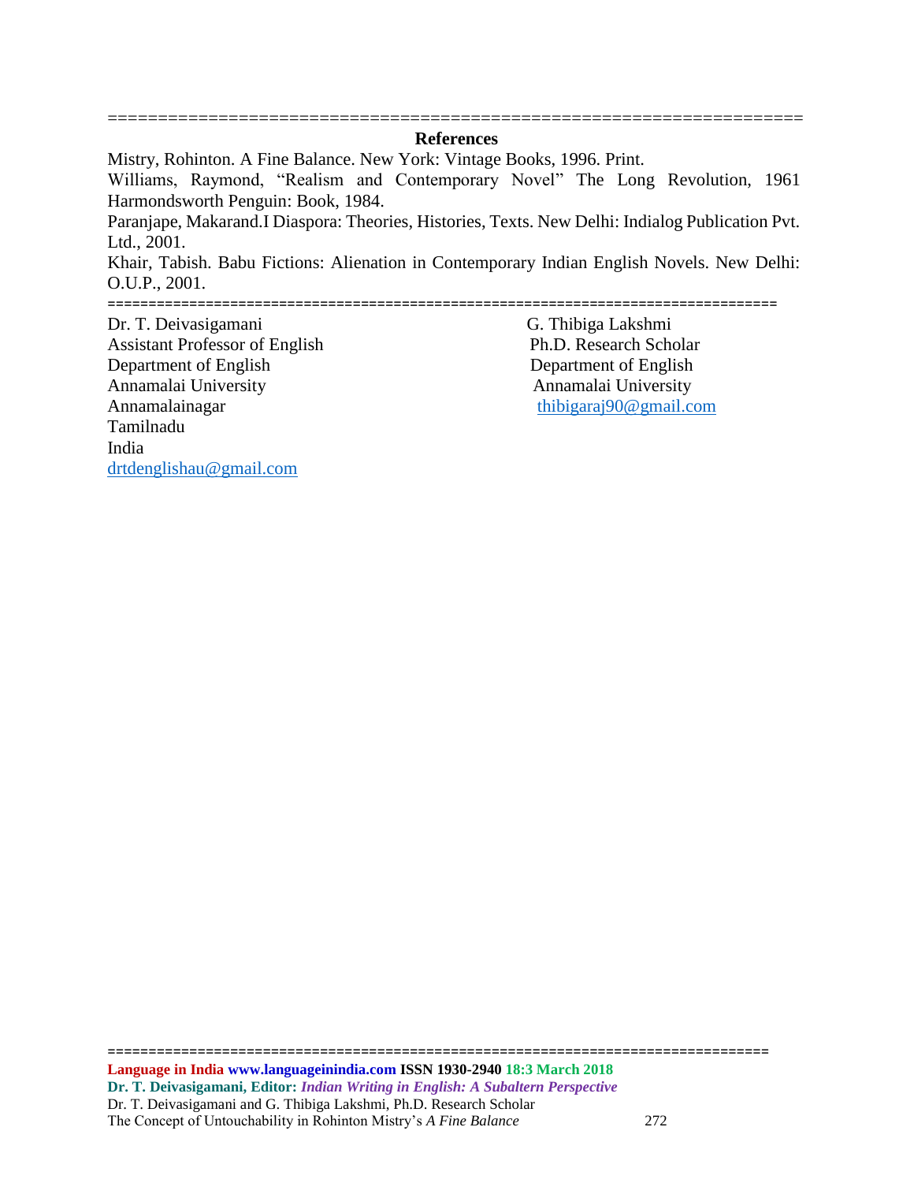## References

Mistry, Rohinton. A Fine Balance. New York: Vintage Books, 1996. Print.

Williams, Raymond, "Realism and Contemporary Novel" The Long Revolution, 1961 Harmondsworth Penguin: Book, 1984.

Paranjape, Makarand.I Diaspora: Theories, Histories, Texts. New Delhi: Indialog Publication Pvt. Ltd., 2001.

Khair, Tabish. Babu Fictions: Alienation in Contemporary Indian English Novels. New Delhi: O.U.P., 2001.

Dr. T. Deivasigamani
Assistant Professor of English
Department of English
Annamalai University
Annamalainagar
Tamilnadu
India
drtdenglishau@gmail.com

G. Thibiga Lakshmi
Ph.D. Research Scholar
Department of English
Annamalai University
thibigaraj90@gmail.com